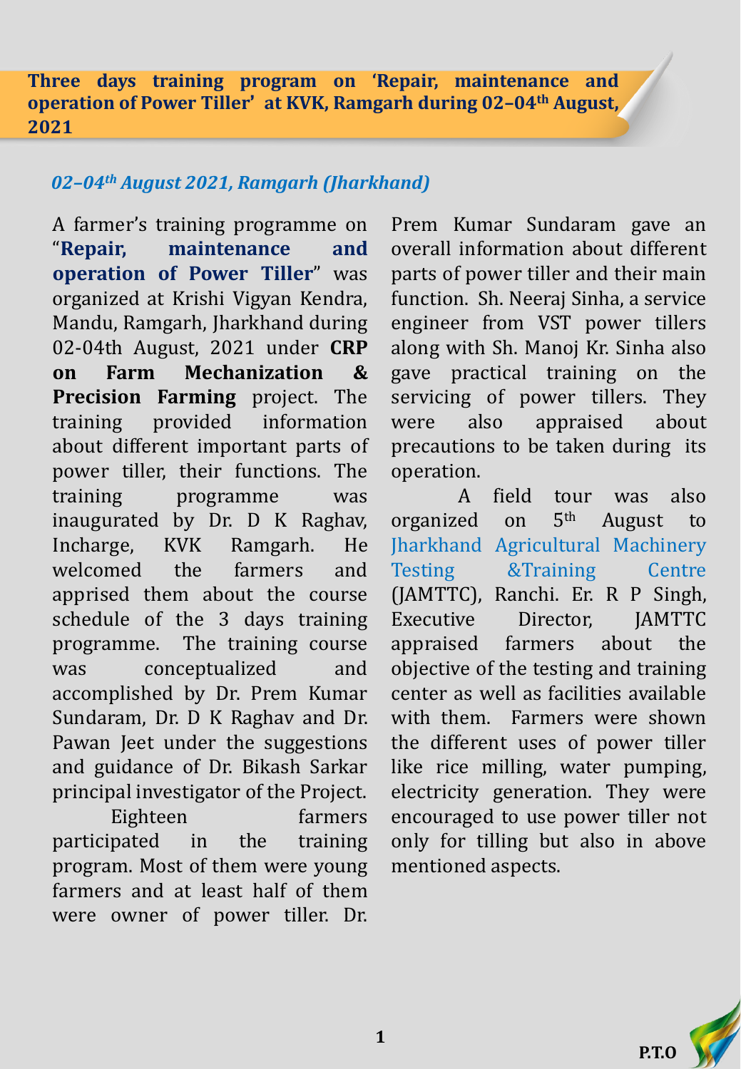# Three days training program on 'Repair, maintenance and operation of Power Tiller' at KVK, Ramgarh during 02–04th August, 2021

*02–04th August 2021, Ramgarh (Jharkhand)*

A farmer's training programme on "**Repair, maintenance and operation of Power Tiller**" was organized at Krishi Vigyan Kendra, Mandu, Ramgarh, Jharkhand during 02-04th August, 2021 under **CRP on Farm Mechanization & Precision Farming** project. The training provided information about different important parts of power tiller, their functions. The training programme was inaugurated by Dr. D K Raghav, Incharge, KVK Ramgarh. He welcomed the farmers and apprised them about the course schedule of the 3 days training programme. The training course was conceptualized and accomplished by Dr. Prem Kumar Sundaram, Dr. D K Raghav and Dr. Pawan Jeet under the suggestions and guidance of Dr. Bikash Sarkar principal investigator of the Project.

Eighteen farmers participated in the training program. Most of them were young farmers and at least half of them were owner of power tiller. Dr. Prem Kumar Sundaram gave an overall information about different parts of power tiller and their main function. Sh. Neeraj Sinha, a service engineer from VST power tillers along with Sh. Manoj Kr. Sinha also gave practical training on the servicing of power tillers. They were also appraised about precautions to be taken during its operation.

A field tour was also organized on 5th August to Jharkhand Agricultural Machinery Testing &Training Centre (JAMTTC), Ranchi. Er. R P Singh, Executive Director, JAMTTC appraised farmers about the objective of the testing and training center as well as facilities available with them. Farmers were shown the different uses of power tiller like rice milling, water pumping, electricity generation. They were encouraged to use power tiller not only for tilling but also in above mentioned aspects.

**P.T.O**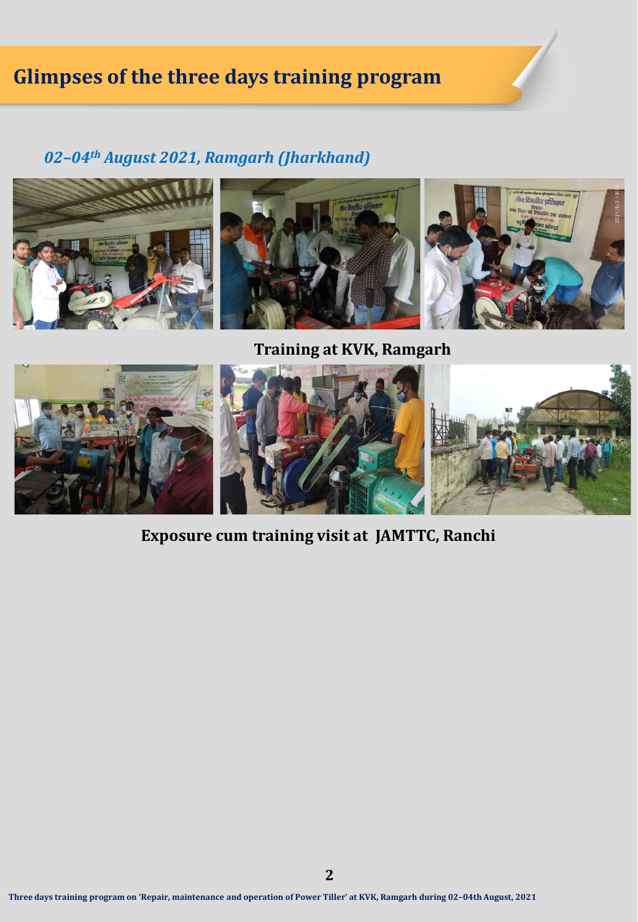# Glimpses of the three days training program

*02–04th August 2021, Ramgarh (Jharkhand)*

**Training at KVK, Ramgarh**

**Exposure cum training visit at JAMTTC, Ranchi**